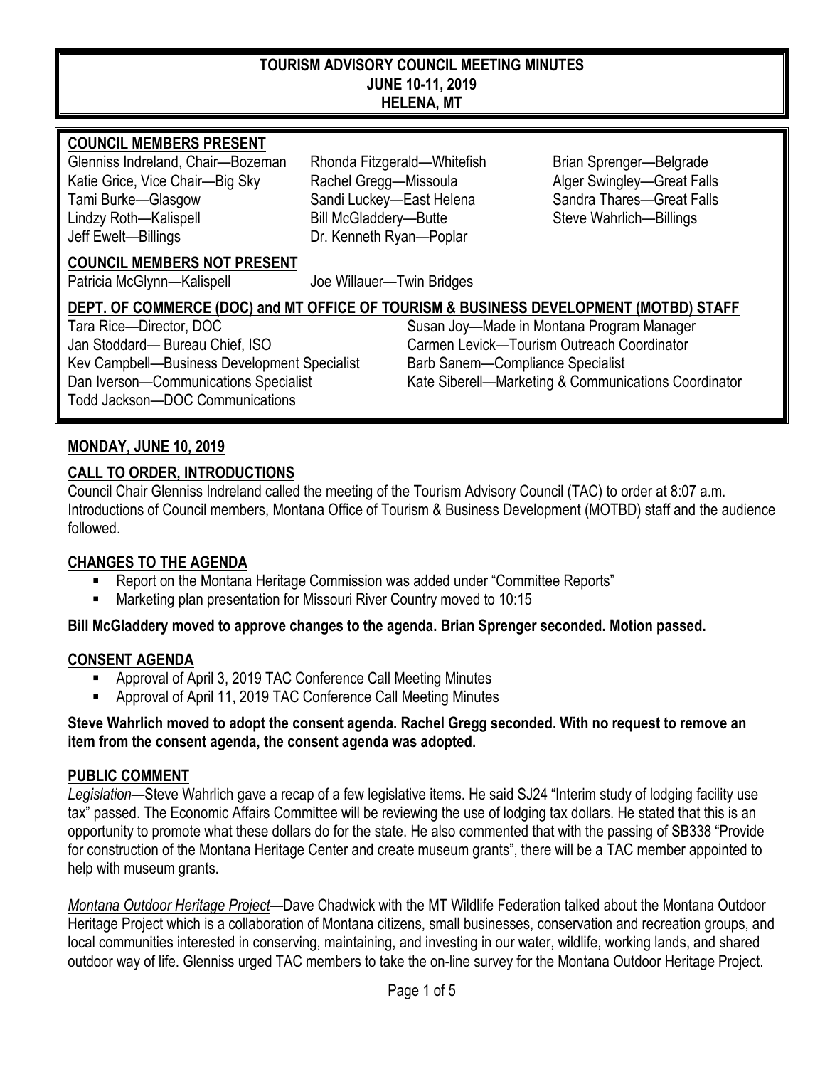# TOURISM ADVISORY COUNCIL MEETING MINUTES
## JUNE 10-11, 2019
## HELENA, MT

**COUNCIL MEMBERS PRESENT**

Glenniss Indreland, Chair—Bozeman
Katie Grice, Vice Chair—Big Sky
Tami Burke—Glasgow
Lindzy Roth—Kalispell
Jeff Ewelt—Billings
Rhonda Fitzgerald—Whitefish
Rachel Gregg—Missoula
Sandi Luckey—East Helena
Bill McGladdery—Butte
Dr. Kenneth Ryan—Poplar
Brian Sprenger—Belgrade
Alger Swingley—Great Falls
Sandra Thares—Great Falls
Steve Wahrlich—Billings

**COUNCIL MEMBERS NOT PRESENT**

Patricia McGlynn—Kalispell
Joe Willauer—Twin Bridges

**DEPT. OF COMMERCE (DOC) and MT OFFICE OF TOURISM & BUSINESS DEVELOPMENT (MOTBD) STAFF**

Tara Rice—Director, DOC
Jan Stoddard— Bureau Chief, ISO
Kev Campbell—Business Development Specialist
Dan Iverson—Communications Specialist
Todd Jackson—DOC Communications
Susan Joy—Made in Montana Program Manager
Carmen Levick—Tourism Outreach Coordinator
Barb Sanem—Compliance Specialist
Kate Siberell—Marketing & Communications Coordinator

## MONDAY, JUNE 10, 2019

### CALL TO ORDER, INTRODUCTIONS

Council Chair Glenniss Indreland called the meeting of the Tourism Advisory Council (TAC) to order at 8:07 a.m. Introductions of Council members, Montana Office of Tourism & Business Development (MOTBD) staff and the audience followed.

### CHANGES TO THE AGENDA

- Report on the Montana Heritage Commission was added under "Committee Reports"
- Marketing plan presentation for Missouri River Country moved to 10:15

**Bill McGladdery moved to approve changes to the agenda. Brian Sprenger seconded. Motion passed.**

### CONSENT AGENDA

- Approval of April 3, 2019 TAC Conference Call Meeting Minutes
- Approval of April 11, 2019 TAC Conference Call Meeting Minutes

**Steve Wahrlich moved to adopt the consent agenda. Rachel Gregg seconded. With no request to remove an item from the consent agenda, the consent agenda was adopted.**

### PUBLIC COMMENT

*Legislation*—Steve Wahrlich gave a recap of a few legislative items. He said SJ24 "Interim study of lodging facility use tax" passed. The Economic Affairs Committee will be reviewing the use of lodging tax dollars. He stated that this is an opportunity to promote what these dollars do for the state. He also commented that with the passing of SB338 "Provide for construction of the Montana Heritage Center and create museum grants", there will be a TAC member appointed to help with museum grants.

*Montana Outdoor Heritage Project*—Dave Chadwick with the MT Wildlife Federation talked about the Montana Outdoor Heritage Project which is a collaboration of Montana citizens, small businesses, conservation and recreation groups, and local communities interested in conserving, maintaining, and investing in our water, wildlife, working lands, and shared outdoor way of life. Glenniss urged TAC members to take the on-line survey for the Montana Outdoor Heritage Project.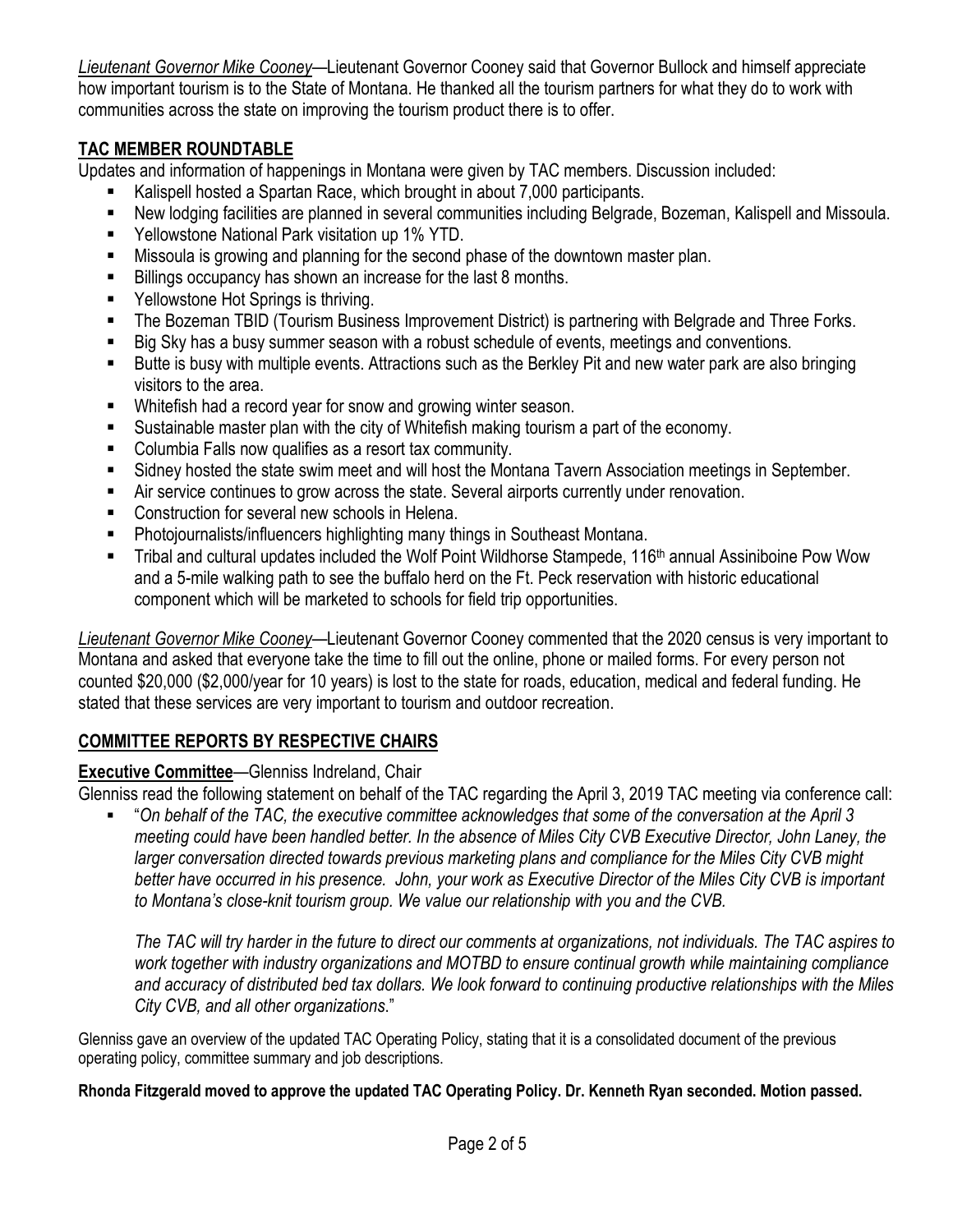*Lieutenant Governor Mike Cooney*—Lieutenant Governor Cooney said that Governor Bullock and himself appreciate how important tourism is to the State of Montana. He thanked all the tourism partners for what they do to work with communities across the state on improving the tourism product there is to offer.

## TAC MEMBER ROUNDTABLE

Updates and information of happenings in Montana were given by TAC members. Discussion included:

- Kalispell hosted a Spartan Race, which brought in about 7,000 participants.
- New lodging facilities are planned in several communities including Belgrade, Bozeman, Kalispell and Missoula.
- Yellowstone National Park visitation up 1% YTD.
- Missoula is growing and planning for the second phase of the downtown master plan.
- Billings occupancy has shown an increase for the last 8 months.
- Yellowstone Hot Springs is thriving.
- The Bozeman TBID (Tourism Business Improvement District) is partnering with Belgrade and Three Forks.
- Big Sky has a busy summer season with a robust schedule of events, meetings and conventions.
- Butte is busy with multiple events. Attractions such as the Berkley Pit and new water park are also bringing visitors to the area.
- Whitefish had a record year for snow and growing winter season.
- Sustainable master plan with the city of Whitefish making tourism a part of the economy.
- Columbia Falls now qualifies as a resort tax community.
- Sidney hosted the state swim meet and will host the Montana Tavern Association meetings in September.
- Air service continues to grow across the state. Several airports currently under renovation.
- Construction for several new schools in Helena.
- Photojournalists/influencers highlighting many things in Southeast Montana.
- Tribal and cultural updates included the Wolf Point Wildhorse Stampede, 116th annual Assiniboine Pow Wow and a 5-mile walking path to see the buffalo herd on the Ft. Peck reservation with historic educational component which will be marketed to schools for field trip opportunities.

*Lieutenant Governor Mike Cooney*—Lieutenant Governor Cooney commented that the 2020 census is very important to Montana and asked that everyone take the time to fill out the online, phone or mailed forms. For every person not counted $20,000 ($2,000/year for 10 years) is lost to the state for roads, education, medical and federal funding. He stated that these services are very important to tourism and outdoor recreation.

## COMMITTEE REPORTS BY RESPECTIVE CHAIRS

**Executive Committee**—Glenniss Indreland, Chair

Glenniss read the following statement on behalf of the TAC regarding the April 3, 2019 TAC meeting via conference call:

- "*On behalf of the TAC, the executive committee acknowledges that some of the conversation at the April 3 meeting could have been handled better. In the absence of Miles City CVB Executive Director, John Laney, the larger conversation directed towards previous marketing plans and compliance for the Miles City CVB might better have occurred in his presence. John, your work as Executive Director of the Miles City CVB is important to Montana's close-knit tourism group. We value our relationship with you and the CVB.*

  *The TAC will try harder in the future to direct our comments at organizations, not individuals. The TAC aspires to work together with industry organizations and MOTBD to ensure continual growth while maintaining compliance and accuracy of distributed bed tax dollars. We look forward to continuing productive relationships with the Miles City CVB, and all other organizations*."

Glenniss gave an overview of the updated TAC Operating Policy, stating that it is a consolidated document of the previous operating policy, committee summary and job descriptions.

**Rhonda Fitzgerald moved to approve the updated TAC Operating Policy. Dr. Kenneth Ryan seconded. Motion passed.**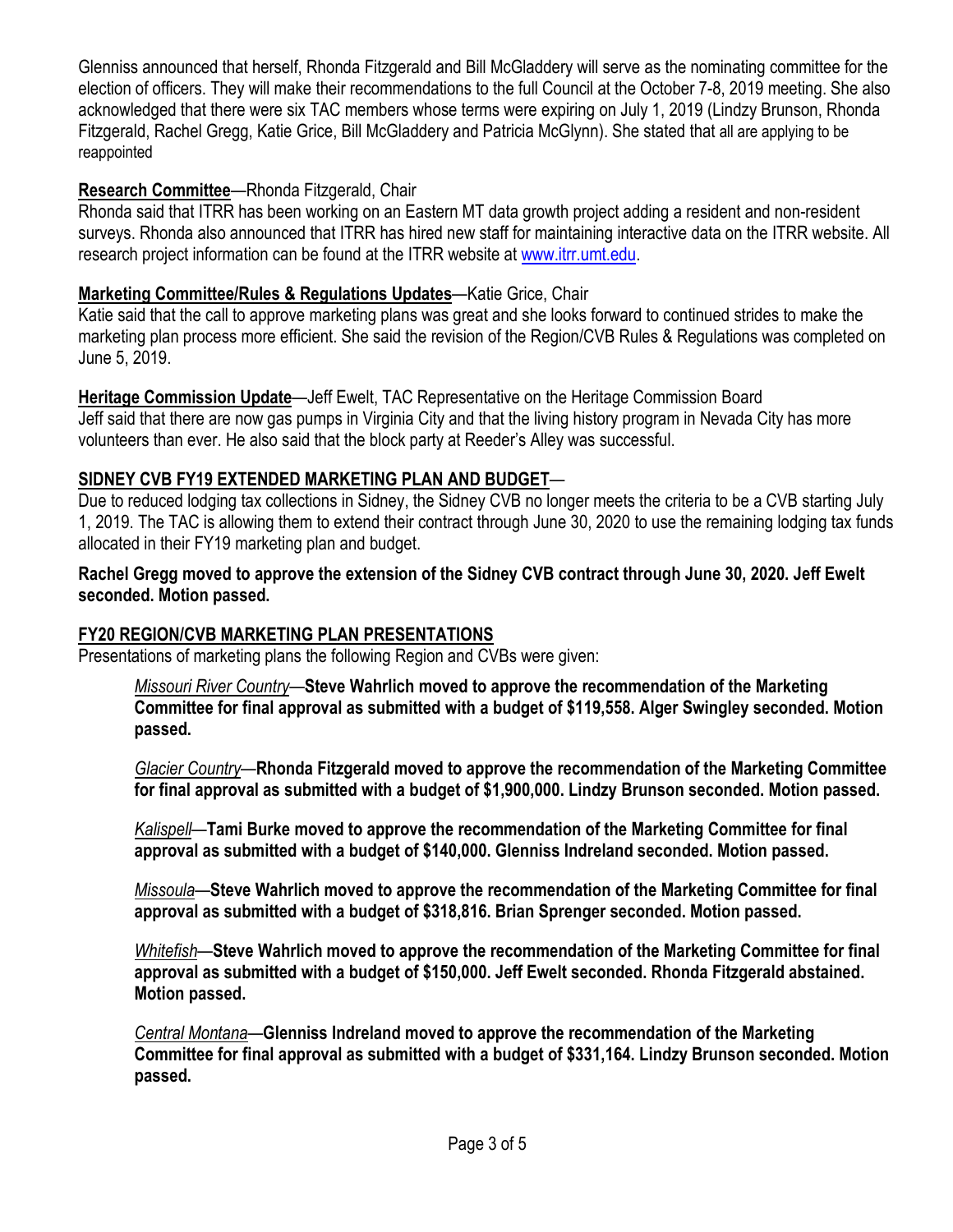Glenniss announced that herself, Rhonda Fitzgerald and Bill McGladdery will serve as the nominating committee for the election of officers. They will make their recommendations to the full Council at the October 7-8, 2019 meeting. She also acknowledged that there were six TAC members whose terms were expiring on July 1, 2019 (Lindzy Brunson, Rhonda Fitzgerald, Rachel Gregg, Katie Grice, Bill McGladdery and Patricia McGlynn). She stated that all are applying to be reappointed

**Research Committee**—Rhonda Fitzgerald, Chair

Rhonda said that ITRR has been working on an Eastern MT data growth project adding a resident and non-resident surveys. Rhonda also announced that ITRR has hired new staff for maintaining interactive data on the ITRR website. All research project information can be found at the ITRR website at [www.itrr.umt.edu](http://www.itrr.umt.edu).

**Marketing Committee/Rules & Regulations Updates**—Katie Grice, Chair

Katie said that the call to approve marketing plans was great and she looks forward to continued strides to make the marketing plan process more efficient. She said the revision of the Region/CVB Rules & Regulations was completed on June 5, 2019.

**Heritage Commission Update**—Jeff Ewelt, TAC Representative on the Heritage Commission Board

Jeff said that there are now gas pumps in Virginia City and that the living history program in Nevada City has more volunteers than ever. He also said that the block party at Reeder's Alley was successful.

## SIDNEY CVB FY19 EXTENDED MARKETING PLAN AND BUDGET—

Due to reduced lodging tax collections in Sidney, the Sidney CVB no longer meets the criteria to be a CVB starting July 1, 2019. The TAC is allowing them to extend their contract through June 30, 2020 to use the remaining lodging tax funds allocated in their FY19 marketing plan and budget.

**Rachel Gregg moved to approve the extension of the Sidney CVB contract through June 30, 2020. Jeff Ewelt seconded. Motion passed.**

## FY20 REGION/CVB MARKETING PLAN PRESENTATIONS

Presentations of marketing plans the following Region and CVBs were given:

*Missouri River Country*—**Steve Wahrlich moved to approve the recommendation of the Marketing Committee for final approval as submitted with a budget of $119,558. Alger Swingley seconded. Motion passed.**

*Glacier Country*—**Rhonda Fitzgerald moved to approve the recommendation of the Marketing Committee for final approval as submitted with a budget of $1,900,000. Lindzy Brunson seconded. Motion passed.**

*Kalispell*—**Tami Burke moved to approve the recommendation of the Marketing Committee for final approval as submitted with a budget of $140,000. Glenniss Indreland seconded. Motion passed.**

*Missoula*—**Steve Wahrlich moved to approve the recommendation of the Marketing Committee for final approval as submitted with a budget of $318,816. Brian Sprenger seconded. Motion passed.**

*Whitefish*—**Steve Wahrlich moved to approve the recommendation of the Marketing Committee for final approval as submitted with a budget of $150,000. Jeff Ewelt seconded. Rhonda Fitzgerald abstained. Motion passed.**

*Central Montana*—**Glenniss Indreland moved to approve the recommendation of the Marketing Committee for final approval as submitted with a budget of $331,164. Lindzy Brunson seconded. Motion passed.**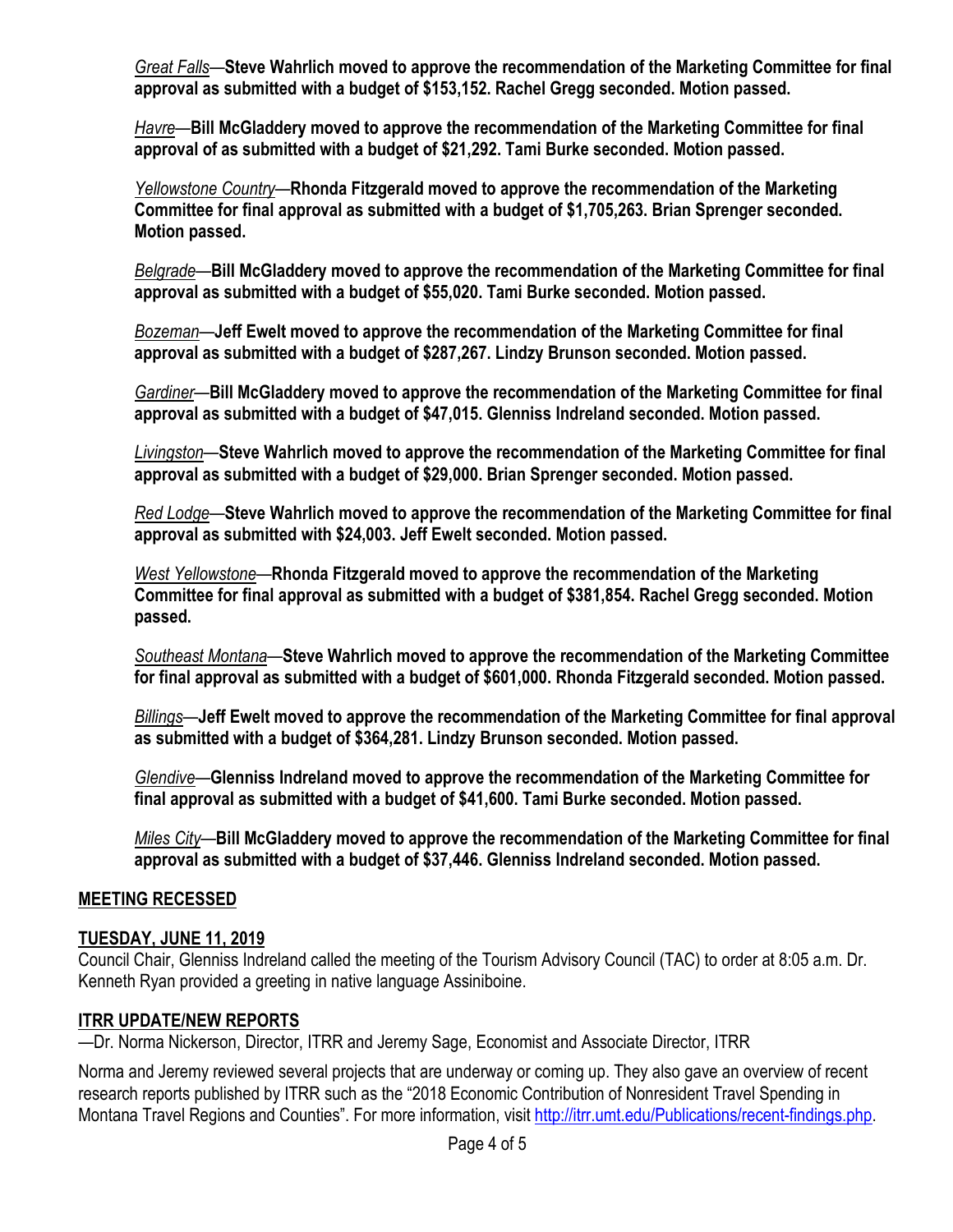*Great Falls*—**Steve Wahrlich moved to approve the recommendation of the Marketing Committee for final approval as submitted with a budget of $153,152. Rachel Gregg seconded. Motion passed.**

*Havre*—**Bill McGladdery moved to approve the recommendation of the Marketing Committee for final approval of as submitted with a budget of $21,292. Tami Burke seconded. Motion passed.**

*Yellowstone Country*—**Rhonda Fitzgerald moved to approve the recommendation of the Marketing Committee for final approval as submitted with a budget of $1,705,263. Brian Sprenger seconded. Motion passed.**

*Belgrade*—**Bill McGladdery moved to approve the recommendation of the Marketing Committee for final approval as submitted with a budget of $55,020. Tami Burke seconded. Motion passed.**

*Bozeman*—**Jeff Ewelt moved to approve the recommendation of the Marketing Committee for final approval as submitted with a budget of $287,267. Lindzy Brunson seconded. Motion passed.**

*Gardiner*—**Bill McGladdery moved to approve the recommendation of the Marketing Committee for final approval as submitted with a budget of $47,015. Glenniss Indreland seconded. Motion passed.**

*Livingston*—**Steve Wahrlich moved to approve the recommendation of the Marketing Committee for final approval as submitted with a budget of $29,000. Brian Sprenger seconded. Motion passed.**

*Red Lodge*—**Steve Wahrlich moved to approve the recommendation of the Marketing Committee for final approval as submitted with $24,003. Jeff Ewelt seconded. Motion passed.**

*West Yellowstone*—**Rhonda Fitzgerald moved to approve the recommendation of the Marketing Committee for final approval as submitted with a budget of $381,854. Rachel Gregg seconded. Motion passed.**

*Southeast Montana*—**Steve Wahrlich moved to approve the recommendation of the Marketing Committee for final approval as submitted with a budget of $601,000. Rhonda Fitzgerald seconded. Motion passed.**

*Billings*—**Jeff Ewelt moved to approve the recommendation of the Marketing Committee for final approval as submitted with a budget of $364,281. Lindzy Brunson seconded. Motion passed.**

*Glendive*—**Glenniss Indreland moved to approve the recommendation of the Marketing Committee for final approval as submitted with a budget of $41,600. Tami Burke seconded. Motion passed.**

*Miles City*—**Bill McGladdery moved to approve the recommendation of the Marketing Committee for final approval as submitted with a budget of $37,446. Glenniss Indreland seconded. Motion passed.**

**MEETING RECESSED**

**TUESDAY, JUNE 11, 2019**

Council Chair, Glenniss Indreland called the meeting of the Tourism Advisory Council (TAC) to order at 8:05 a.m. Dr. Kenneth Ryan provided a greeting in native language Assiniboine.

**ITRR UPDATE/NEW REPORTS**

—Dr. Norma Nickerson, Director, ITRR and Jeremy Sage, Economist and Associate Director, ITRR

Norma and Jeremy reviewed several projects that are underway or coming up. They also gave an overview of recent research reports published by ITRR such as the "2018 Economic Contribution of Nonresident Travel Spending in Montana Travel Regions and Counties". For more information, visit http://itrr.umt.edu/Publications/recent-findings.php.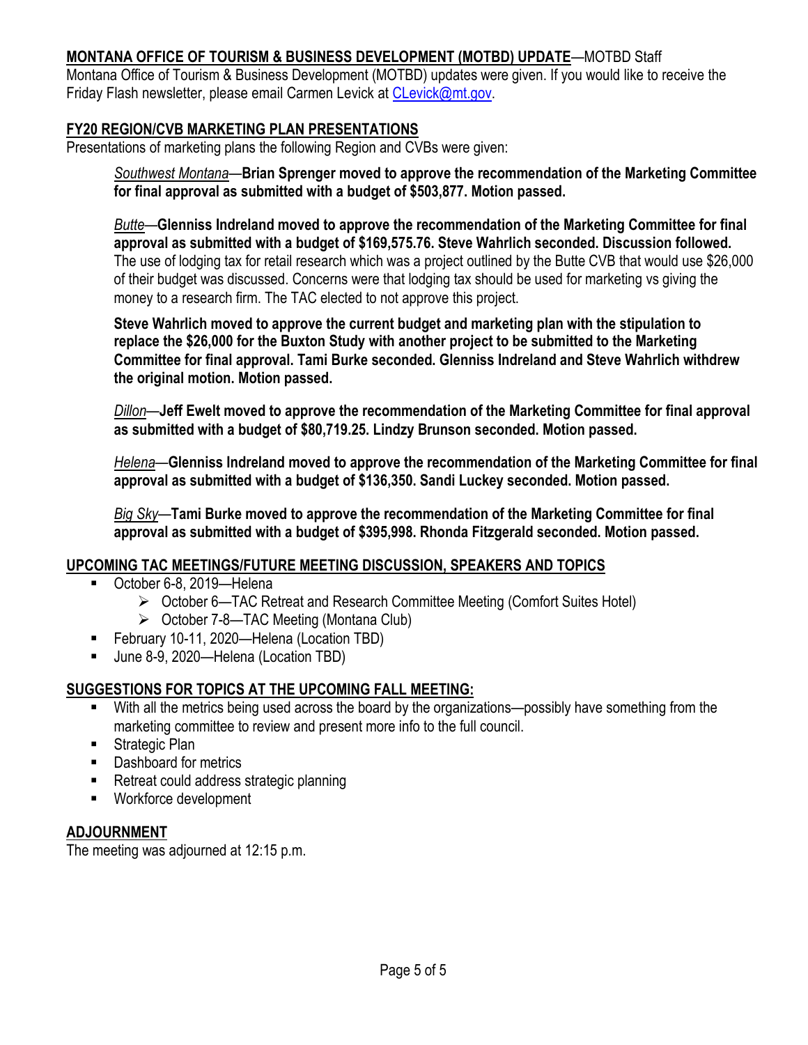**MONTANA OFFICE OF TOURISM & BUSINESS DEVELOPMENT (MOTBD) UPDATE**—MOTBD Staff

Montana Office of Tourism & Business Development (MOTBD) updates were given. If you would like to receive the Friday Flash newsletter, please email Carmen Levick at CLevick@mt.gov.

**FY20 REGION/CVB MARKETING PLAN PRESENTATIONS**

Presentations of marketing plans the following Region and CVBs were given:

> *Southwest Montana*—**Brian Sprenger moved to approve the recommendation of the Marketing Committee for final approval as submitted with a budget of $503,877. Motion passed.**
>
> *Butte*—**Glenniss Indreland moved to approve the recommendation of the Marketing Committee for final approval as submitted with a budget of $169,575.76. Steve Wahrlich seconded. Discussion followed.** The use of lodging tax for retail research which was a project outlined by the Butte CVB that would use $26,000 of their budget was discussed. Concerns were that lodging tax should be used for marketing vs giving the money to a research firm. The TAC elected to not approve this project.
>
> **Steve Wahrlich moved to approve the current budget and marketing plan with the stipulation to replace the $26,000 for the Buxton Study with another project to be submitted to the Marketing Committee for final approval. Tami Burke seconded. Glenniss Indreland and Steve Wahrlich withdrew the original motion. Motion passed.**
>
> *Dillon*—**Jeff Ewelt moved to approve the recommendation of the Marketing Committee for final approval as submitted with a budget of $80,719.25. Lindzy Brunson seconded. Motion passed.**
>
> *Helena*—**Glenniss Indreland moved to approve the recommendation of the Marketing Committee for final approval as submitted with a budget of $136,350. Sandi Luckey seconded. Motion passed.**
>
> *Big Sky*—**Tami Burke moved to approve the recommendation of the Marketing Committee for final approval as submitted with a budget of $395,998. Rhonda Fitzgerald seconded. Motion passed.**

**UPCOMING TAC MEETINGS/FUTURE MEETING DISCUSSION, SPEAKERS AND TOPICS**

- October 6-8, 2019—Helena
  - October 6—TAC Retreat and Research Committee Meeting (Comfort Suites Hotel)
  - October 7-8—TAC Meeting (Montana Club)
- February 10-11, 2020—Helena (Location TBD)
- June 8-9, 2020—Helena (Location TBD)

**SUGGESTIONS FOR TOPICS AT THE UPCOMING FALL MEETING:**

- With all the metrics being used across the board by the organizations—possibly have something from the marketing committee to review and present more info to the full council.
- Strategic Plan
- Dashboard for metrics
- Retreat could address strategic planning
- Workforce development

**ADJOURNMENT**

The meeting was adjourned at 12:15 p.m.